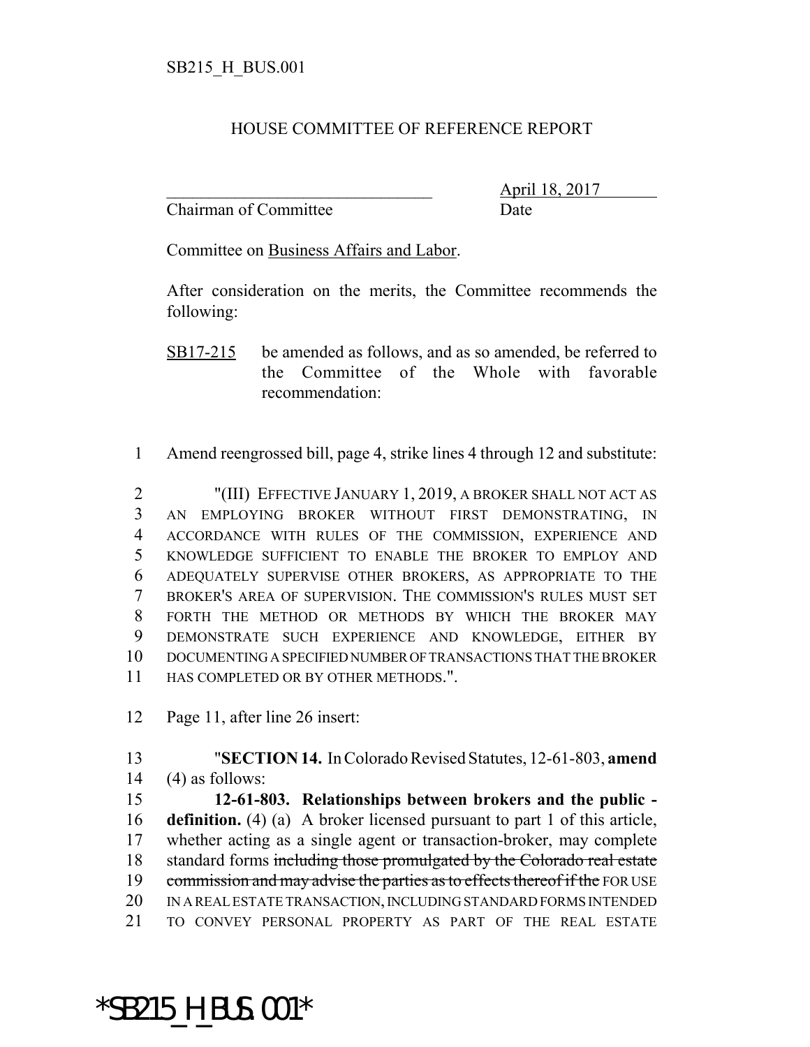SB215_H_BUS.001

# HOUSE COMMITTEE OF REFERENCE REPORT

________________________________ April 18, 2017
Chairman of Committee Date

Committee on Business Affairs and Labor.

After consideration on the merits, the Committee recommends the following:

SB17-215 be amended as follows, and as so amended, be referred to the Committee of the Whole with favorable recommendation:

1 Amend reengrossed bill, page 4, strike lines 4 through 12 and substitute:

2 "(III) EFFECTIVE JANUARY 1, 2019, A BROKER SHALL NOT ACT AS
3 AN EMPLOYING BROKER WITHOUT FIRST DEMONSTRATING, IN
4 ACCORDANCE WITH RULES OF THE COMMISSION, EXPERIENCE AND
5 KNOWLEDGE SUFFICIENT TO ENABLE THE BROKER TO EMPLOY AND
6 ADEQUATELY SUPERVISE OTHER BROKERS, AS APPROPRIATE TO THE
7 BROKER'S AREA OF SUPERVISION. THE COMMISSION'S RULES MUST SET
8 FORTH THE METHOD OR METHODS BY WHICH THE BROKER MAY
9 DEMONSTRATE SUCH EXPERIENCE AND KNOWLEDGE, EITHER BY
10 DOCUMENTING A SPECIFIED NUMBER OF TRANSACTIONS THAT THE BROKER
11 HAS COMPLETED OR BY OTHER METHODS.".

12 Page 11, after line 26 insert:

13 "**SECTION 14.** In Colorado Revised Statutes, 12-61-803, **amend**
14 (4) as follows:
15 **12-61-803. Relationships between brokers and the public -**
16 **definition.** (4) (a) A broker licensed pursuant to part 1 of this article,
17 whether acting as a single agent or transaction-broker, may complete
18 standard forms ~~including those promulgated by the Colorado real estate~~
19 ~~commission and may advise the parties as to effects thereof if the~~ FOR USE
20 IN A REAL ESTATE TRANSACTION, INCLUDING STANDARD FORMS INTENDED
21 TO CONVEY PERSONAL PROPERTY AS PART OF THE REAL ESTATE

*SB215_H_BUS.001*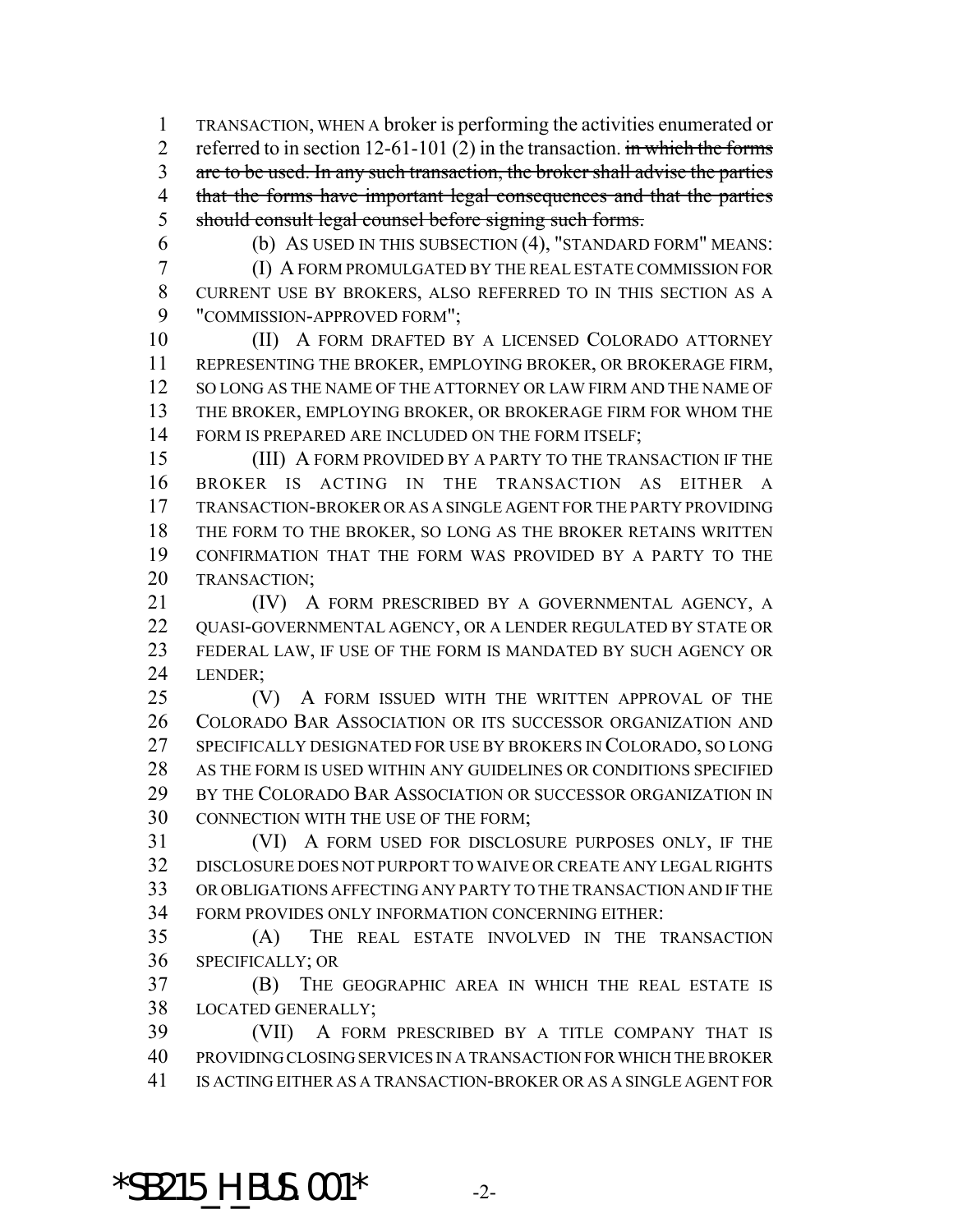TRANSACTION, WHEN A broker is performing the activities enumerated or referred to in section 12-61-101 (2) in the transaction. ~~in which the forms are to be used. In any such transaction, the broker shall advise the parties that the forms have important legal consequences and that the parties should consult legal counsel before signing such forms.~~

(b) AS USED IN THIS SUBSECTION (4), "STANDARD FORM" MEANS:

(I) A FORM PROMULGATED BY THE REAL ESTATE COMMISSION FOR CURRENT USE BY BROKERS, ALSO REFERRED TO IN THIS SECTION AS A "COMMISSION-APPROVED FORM";

(II) A FORM DRAFTED BY A LICENSED COLORADO ATTORNEY REPRESENTING THE BROKER, EMPLOYING BROKER, OR BROKERAGE FIRM, SO LONG AS THE NAME OF THE ATTORNEY OR LAW FIRM AND THE NAME OF THE BROKER, EMPLOYING BROKER, OR BROKERAGE FIRM FOR WHOM THE FORM IS PREPARED ARE INCLUDED ON THE FORM ITSELF;

(III) A FORM PROVIDED BY A PARTY TO THE TRANSACTION IF THE BROKER IS ACTING IN THE TRANSACTION AS EITHER A TRANSACTION-BROKER OR AS A SINGLE AGENT FOR THE PARTY PROVIDING THE FORM TO THE BROKER, SO LONG AS THE BROKER RETAINS WRITTEN CONFIRMATION THAT THE FORM WAS PROVIDED BY A PARTY TO THE TRANSACTION;

(IV) A FORM PRESCRIBED BY A GOVERNMENTAL AGENCY, A QUASI-GOVERNMENTAL AGENCY, OR A LENDER REGULATED BY STATE OR FEDERAL LAW, IF USE OF THE FORM IS MANDATED BY SUCH AGENCY OR LENDER;

(V) A FORM ISSUED WITH THE WRITTEN APPROVAL OF THE COLORADO BAR ASSOCIATION OR ITS SUCCESSOR ORGANIZATION AND SPECIFICALLY DESIGNATED FOR USE BY BROKERS IN COLORADO, SO LONG AS THE FORM IS USED WITHIN ANY GUIDELINES OR CONDITIONS SPECIFIED BY THE COLORADO BAR ASSOCIATION OR SUCCESSOR ORGANIZATION IN CONNECTION WITH THE USE OF THE FORM;

(VI) A FORM USED FOR DISCLOSURE PURPOSES ONLY, IF THE DISCLOSURE DOES NOT PURPORT TO WAIVE OR CREATE ANY LEGAL RIGHTS OR OBLIGATIONS AFFECTING ANY PARTY TO THE TRANSACTION AND IF THE FORM PROVIDES ONLY INFORMATION CONCERNING EITHER:

(A) THE REAL ESTATE INVOLVED IN THE TRANSACTION SPECIFICALLY; OR

(B) THE GEOGRAPHIC AREA IN WHICH THE REAL ESTATE IS LOCATED GENERALLY;

(VII) A FORM PRESCRIBED BY A TITLE COMPANY THAT IS PROVIDING CLOSING SERVICES IN A TRANSACTION FOR WHICH THE BROKER IS ACTING EITHER AS A TRANSACTION-BROKER OR AS A SINGLE AGENT FOR

*SB215_H_BUS.001*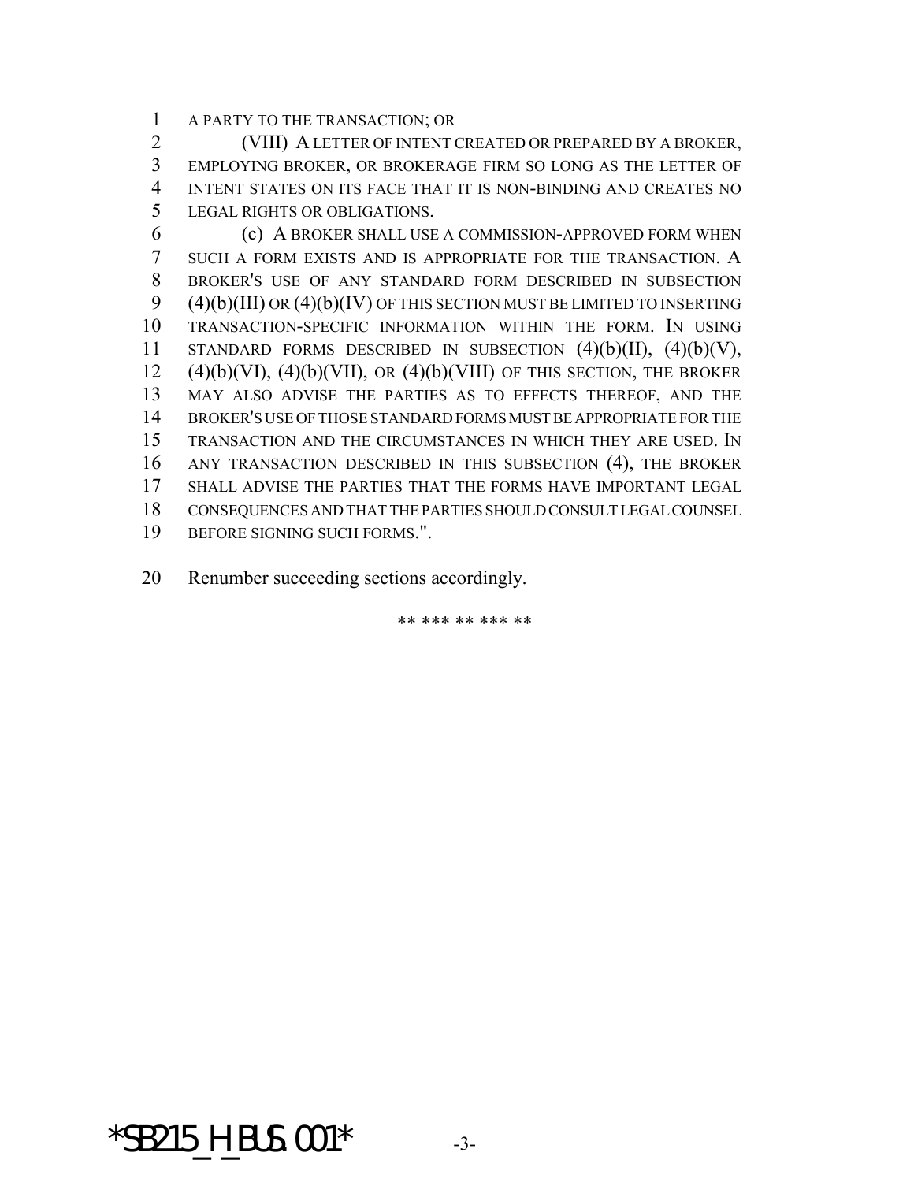A PARTY TO THE TRANSACTION; OR

(VIII) A LETTER OF INTENT CREATED OR PREPARED BY A BROKER, EMPLOYING BROKER, OR BROKERAGE FIRM SO LONG AS THE LETTER OF INTENT STATES ON ITS FACE THAT IT IS NON-BINDING AND CREATES NO LEGAL RIGHTS OR OBLIGATIONS.

(c) A BROKER SHALL USE A COMMISSION-APPROVED FORM WHEN SUCH A FORM EXISTS AND IS APPROPRIATE FOR THE TRANSACTION. A BROKER'S USE OF ANY STANDARD FORM DESCRIBED IN SUBSECTION (4)(b)(III) OR (4)(b)(IV) OF THIS SECTION MUST BE LIMITED TO INSERTING TRANSACTION-SPECIFIC INFORMATION WITHIN THE FORM. IN USING STANDARD FORMS DESCRIBED IN SUBSECTION (4)(b)(II), (4)(b)(V), (4)(b)(VI), (4)(b)(VII), OR (4)(b)(VIII) OF THIS SECTION, THE BROKER MAY ALSO ADVISE THE PARTIES AS TO EFFECTS THEREOF, AND THE BROKER'S USE OF THOSE STANDARD FORMS MUST BE APPROPRIATE FOR THE TRANSACTION AND THE CIRCUMSTANCES IN WHICH THEY ARE USED. IN ANY TRANSACTION DESCRIBED IN THIS SUBSECTION (4), THE BROKER SHALL ADVISE THE PARTIES THAT THE FORMS HAVE IMPORTANT LEGAL CONSEQUENCES AND THAT THE PARTIES SHOULD CONSULT LEGAL COUNSEL BEFORE SIGNING SUCH FORMS.".

Renumber succeeding sections accordingly.

** *** ** *** **

*SB215_H_BUS.001*